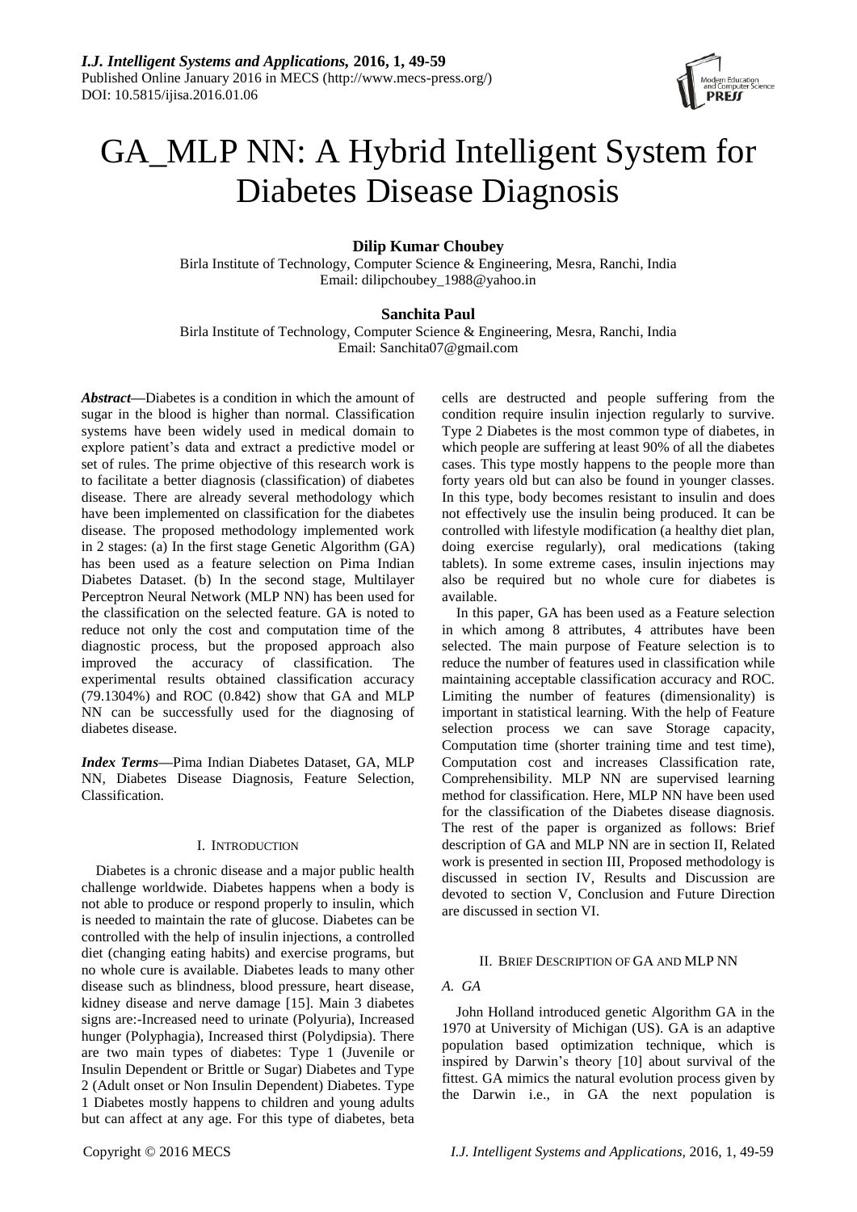# GA_MLP NN: A Hybrid Intelligent System for Diabetes Disease Diagnosis

**Dilip Kumar Choubey**

Birla Institute of Technology, Computer Science & Engineering, Mesra, Ranchi, India
Email: dilipchoubey_1988@yahoo.in

**Sanchita Paul**

Birla Institute of Technology, Computer Science & Engineering, Mesra, Ranchi, India
Email: Sanchita07@gmail.com

***Abstract*—**Diabetes is a condition in which the amount of sugar in the blood is higher than normal. Classification systems have been widely used in medical domain to explore patient's data and extract a predictive model or set of rules. The prime objective of this research work is to facilitate a better diagnosis (classification) of diabetes disease. There are already several methodology which have been implemented on classification for the diabetes disease. The proposed methodology implemented work in 2 stages: (a) In the first stage Genetic Algorithm (GA) has been used as a feature selection on Pima Indian Diabetes Dataset. (b) In the second stage, Multilayer Perceptron Neural Network (MLP NN) has been used for the classification on the selected feature. GA is noted to reduce not only the cost and computation time of the diagnostic process, but the proposed approach also improved the accuracy of classification. The experimental results obtained classification accuracy (79.1304%) and ROC (0.842) show that GA and MLP NN can be successfully used for the diagnosing of diabetes disease.

***Index Terms*—**Pima Indian Diabetes Dataset, GA, MLP NN, Diabetes Disease Diagnosis, Feature Selection, Classification.

## I. Introduction

Diabetes is a chronic disease and a major public health challenge worldwide. Diabetes happens when a body is not able to produce or respond properly to insulin, which is needed to maintain the rate of glucose. Diabetes can be controlled with the help of insulin injections, a controlled diet (changing eating habits) and exercise programs, but no whole cure is available. Diabetes leads to many other disease such as blindness, blood pressure, heart disease, kidney disease and nerve damage [15]. Main 3 diabetes signs are:-Increased need to urinate (Polyuria), Increased hunger (Polyphagia), Increased thirst (Polydipsia). There are two main types of diabetes: Type 1 (Juvenile or Insulin Dependent or Brittle or Sugar) Diabetes and Type 2 (Adult onset or Non Insulin Dependent) Diabetes. Type 1 Diabetes mostly happens to children and young adults but can affect at any age. For this type of diabetes, beta cells are destructed and people suffering from the condition require insulin injection regularly to survive. Type 2 Diabetes is the most common type of diabetes, in which people are suffering at least 90% of all the diabetes cases. This type mostly happens to the people more than forty years old but can also be found in younger classes. In this type, body becomes resistant to insulin and does not effectively use the insulin being produced. It can be controlled with lifestyle modification (a healthy diet plan, doing exercise regularly), oral medications (taking tablets). In some extreme cases, insulin injections may also be required but no whole cure for diabetes is available.

In this paper, GA has been used as a Feature selection in which among 8 attributes, 4 attributes have been selected. The main purpose of Feature selection is to reduce the number of features used in classification while maintaining acceptable classification accuracy and ROC. Limiting the number of features (dimensionality) is important in statistical learning. With the help of Feature selection process we can save Storage capacity, Computation time (shorter training time and test time), Computation cost and increases Classification rate, Comprehensibility. MLP NN are supervised learning method for classification. Here, MLP NN have been used for the classification of the Diabetes disease diagnosis. The rest of the paper is organized as follows: Brief description of GA and MLP NN are in section II, Related work is presented in section III, Proposed methodology is discussed in section IV, Results and Discussion are devoted to section V, Conclusion and Future Direction are discussed in section VI.

## II. Brief Description of GA and MLP NN

### A. GA

John Holland introduced genetic Algorithm GA in the 1970 at University of Michigan (US). GA is an adaptive population based optimization technique, which is inspired by Darwin's theory [10] about survival of the fittest. GA mimics the natural evolution process given by the Darwin i.e., in GA the next population is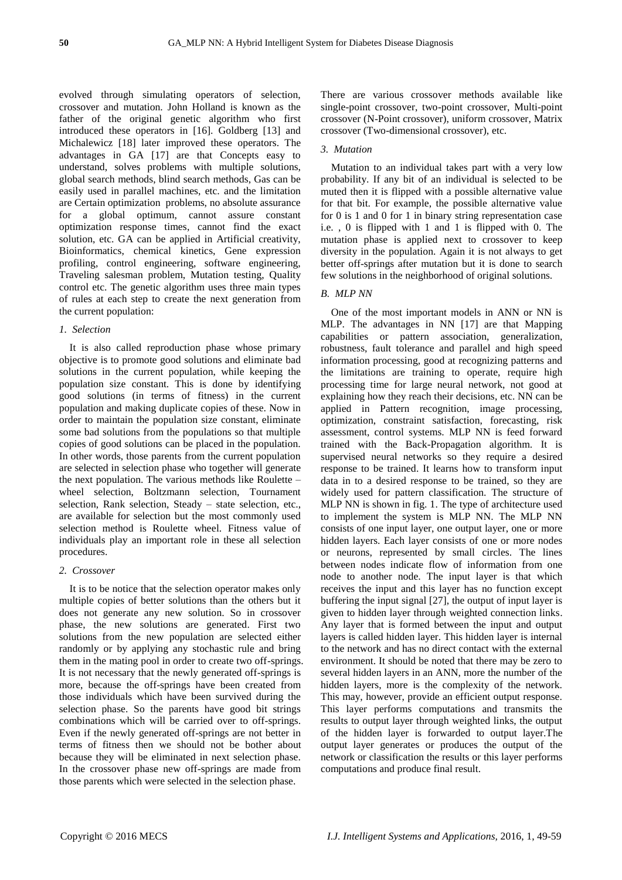evolved through simulating operators of selection, crossover and mutation. John Holland is known as the father of the original genetic algorithm who first introduced these operators in [16]. Goldberg [13] and Michalewicz [18] later improved these operators. The advantages in GA [17] are that Concepts easy to understand, solves problems with multiple solutions, global search methods, blind search methods, Gas can be easily used in parallel machines, etc. and the limitation are Certain optimization problems, no absolute assurance for a global optimum, cannot assure constant optimization response times, cannot find the exact solution, etc. GA can be applied in Artificial creativity, Bioinformatics, chemical kinetics, Gene expression profiling, control engineering, software engineering, Traveling salesman problem, Mutation testing, Quality control etc. The genetic algorithm uses three main types of rules at each step to create the next generation from the current population:

#### *1. Selection*

It is also called reproduction phase whose primary objective is to promote good solutions and eliminate bad solutions in the current population, while keeping the population size constant. This is done by identifying good solutions (in terms of fitness) in the current population and making duplicate copies of these. Now in order to maintain the population size constant, eliminate some bad solutions from the populations so that multiple copies of good solutions can be placed in the population. In other words, those parents from the current population are selected in selection phase who together will generate the next population. The various methods like Roulette – wheel selection, Boltzmann selection, Tournament selection, Rank selection, Steady – state selection, etc., are available for selection but the most commonly used selection method is Roulette wheel. Fitness value of individuals play an important role in these all selection procedures.

#### *2. Crossover*

It is to be notice that the selection operator makes only multiple copies of better solutions than the others but it does not generate any new solution. So in crossover phase, the new solutions are generated. First two solutions from the new population are selected either randomly or by applying any stochastic rule and bring them in the mating pool in order to create two off-springs. It is not necessary that the newly generated off-springs is more, because the off-springs have been created from those individuals which have been survived during the selection phase. So the parents have good bit strings combinations which will be carried over to off-springs. Even if the newly generated off-springs are not better in terms of fitness then we should not be bother about because they will be eliminated in next selection phase. In the crossover phase new off-springs are made from those parents which were selected in the selection phase. There are various crossover methods available like single-point crossover, two-point crossover, Multi-point crossover (N-Point crossover), uniform crossover, Matrix crossover (Two-dimensional crossover), etc.

#### *3. Mutation*

Mutation to an individual takes part with a very low probability. If any bit of an individual is selected to be muted then it is flipped with a possible alternative value for that bit. For example, the possible alternative value for 0 is 1 and 0 for 1 in binary string representation case i.e. , 0 is flipped with 1 and 1 is flipped with 0. The mutation phase is applied next to crossover to keep diversity in the population. Again it is not always to get better off-springs after mutation but it is done to search few solutions in the neighborhood of original solutions.

### *B. MLP NN*

One of the most important models in ANN or NN is MLP. The advantages in NN [17] are that Mapping capabilities or pattern association, generalization, robustness, fault tolerance and parallel and high speed information processing, good at recognizing patterns and the limitations are training to operate, require high processing time for large neural network, not good at explaining how they reach their decisions, etc. NN can be applied in Pattern recognition, image processing, optimization, constraint satisfaction, forecasting, risk assessment, control systems. MLP NN is feed forward trained with the Back-Propagation algorithm. It is supervised neural networks so they require a desired response to be trained. It learns how to transform input data in to a desired response to be trained, so they are widely used for pattern classification. The structure of MLP NN is shown in fig. 1. The type of architecture used to implement the system is MLP NN. The MLP NN consists of one input layer, one output layer, one or more hidden layers. Each layer consists of one or more nodes or neurons, represented by small circles. The lines between nodes indicate flow of information from one node to another node. The input layer is that which receives the input and this layer has no function except buffering the input signal [27], the output of input layer is given to hidden layer through weighted connection links. Any layer that is formed between the input and output layers is called hidden layer. This hidden layer is internal to the network and has no direct contact with the external environment. It should be noted that there may be zero to several hidden layers in an ANN, more the number of the hidden layers, more is the complexity of the network. This may, however, provide an efficient output response. This layer performs computations and transmits the results to output layer through weighted links, the output of the hidden layer is forwarded to output layer.The output layer generates or produces the output of the network or classification the results or this layer performs computations and produce final result.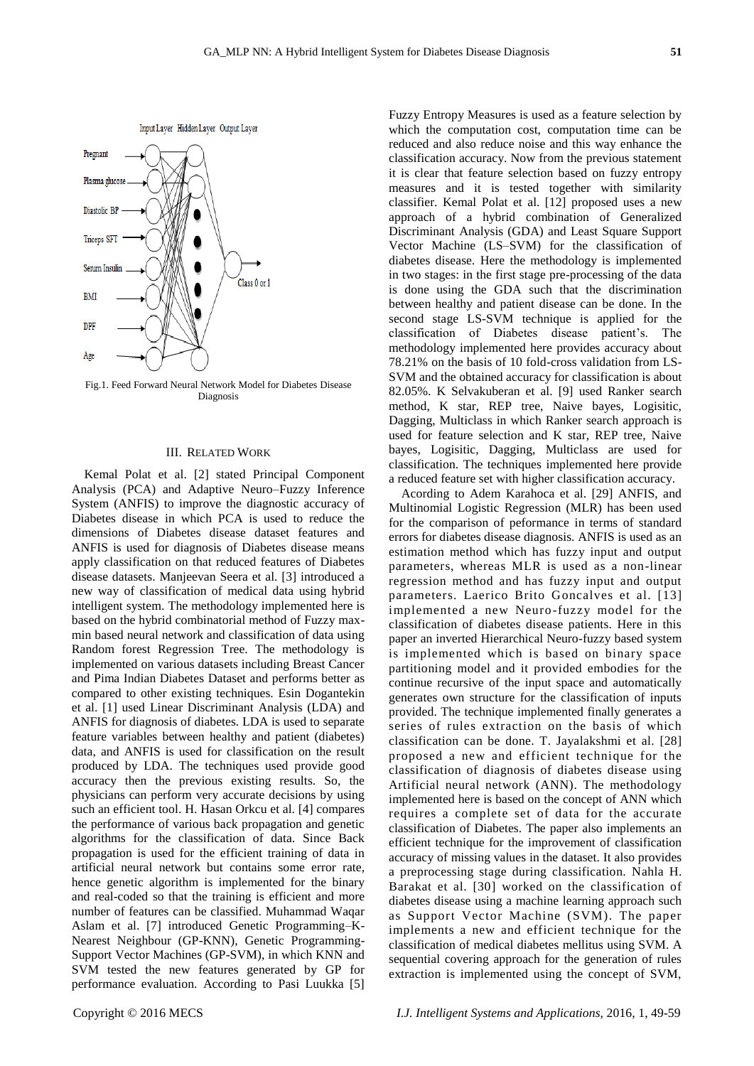Fig.1. Feed Forward Neural Network Model for Diabetes Disease Diagnosis

## III. Related Work

Kemal Polat et al. [2] stated Principal Component Analysis (PCA) and Adaptive Neuro–Fuzzy Inference System (ANFIS) to improve the diagnostic accuracy of Diabetes disease in which PCA is used to reduce the dimensions of Diabetes disease dataset features and ANFIS is used for diagnosis of Diabetes disease means apply classification on that reduced features of Diabetes disease datasets. Manjeevan Seera et al. [3] introduced a new way of classification of medical data using hybrid intelligent system. The methodology implemented here is based on the hybrid combinatorial method of Fuzzy max-min based neural network and classification of data using Random forest Regression Tree. The methodology is implemented on various datasets including Breast Cancer and Pima Indian Diabetes Dataset and performs better as compared to other existing techniques. Esin Dogantekin et al. [1] used Linear Discriminant Analysis (LDA) and ANFIS for diagnosis of diabetes. LDA is used to separate feature variables between healthy and patient (diabetes) data, and ANFIS is used for classification on the result produced by LDA. The techniques used provide good accuracy then the previous existing results. So, the physicians can perform very accurate decisions by using such an efficient tool. H. Hasan Orkcu et al. [4] compares the performance of various back propagation and genetic algorithms for the classification of data. Since Back propagation is used for the efficient training of data in artificial neural network but contains some error rate, hence genetic algorithm is implemented for the binary and real-coded so that the training is efficient and more number of features can be classified. Muhammad Waqar Aslam et al. [7] introduced Genetic Programming–K-Nearest Neighbour (GP-KNN), Genetic Programming-Support Vector Machines (GP-SVM), in which KNN and SVM tested the new features generated by GP for performance evaluation. According to Pasi Luukka [5] Fuzzy Entropy Measures is used as a feature selection by which the computation cost, computation time can be reduced and also reduce noise and this way enhance the classification accuracy. Now from the previous statement it is clear that feature selection based on fuzzy entropy measures and it is tested together with similarity classifier. Kemal Polat et al. [12] proposed uses a new approach of a hybrid combination of Generalized Discriminant Analysis (GDA) and Least Square Support Vector Machine (LS–SVM) for the classification of diabetes disease. Here the methodology is implemented in two stages: in the first stage pre-processing of the data is done using the GDA such that the discrimination between healthy and patient disease can be done. In the second stage LS-SVM technique is applied for the classification of Diabetes disease patient's. The methodology implemented here provides accuracy about 78.21% on the basis of 10 fold-cross validation from LS-SVM and the obtained accuracy for classification is about 82.05%. K Selvakuberan et al. [9] used Ranker search method, K star, REP tree, Naive bayes, Logisitic, Dagging, Multiclass in which Ranker search approach is used for feature selection and K star, REP tree, Naive bayes, Logisitic, Dagging, Multiclass are used for classification. The techniques implemented here provide a reduced feature set with higher classification accuracy.

Acording to Adem Karahoca et al. [29] ANFIS, and Multinomial Logistic Regression (MLR) has been used for the comparison of peformance in terms of standard errors for diabetes disease diagnosis. ANFIS is used as an estimation method which has fuzzy input and output parameters, whereas MLR is used as a non-linear regression method and has fuzzy input and output parameters. Laerico Brito Goncalves et al. [13] implemented a new Neuro-fuzzy model for the classification of diabetes disease patients. Here in this paper an inverted Hierarchical Neuro-fuzzy based system is implemented which is based on binary space partitioning model and it provided embodies for the continue recursive of the input space and automatically generates own structure for the classification of inputs provided. The technique implemented finally generates a series of rules extraction on the basis of which classification can be done. T. Jayalakshmi et al. [28] proposed a new and efficient technique for the classification of diagnosis of diabetes disease using Artificial neural network (ANN). The methodology implemented here is based on the concept of ANN which requires a complete set of data for the accurate classification of Diabetes. The paper also implements an efficient technique for the improvement of classification accuracy of missing values in the dataset. It also provides a preprocessing stage during classification. Nahla H. Barakat et al. [30] worked on the classification of diabetes disease using a machine learning approach such as Support Vector Machine (SVM). The paper implements a new and efficient technique for the classification of medical diabetes mellitus using SVM. A sequential covering approach for the generation of rules extraction is implemented using the concept of SVM,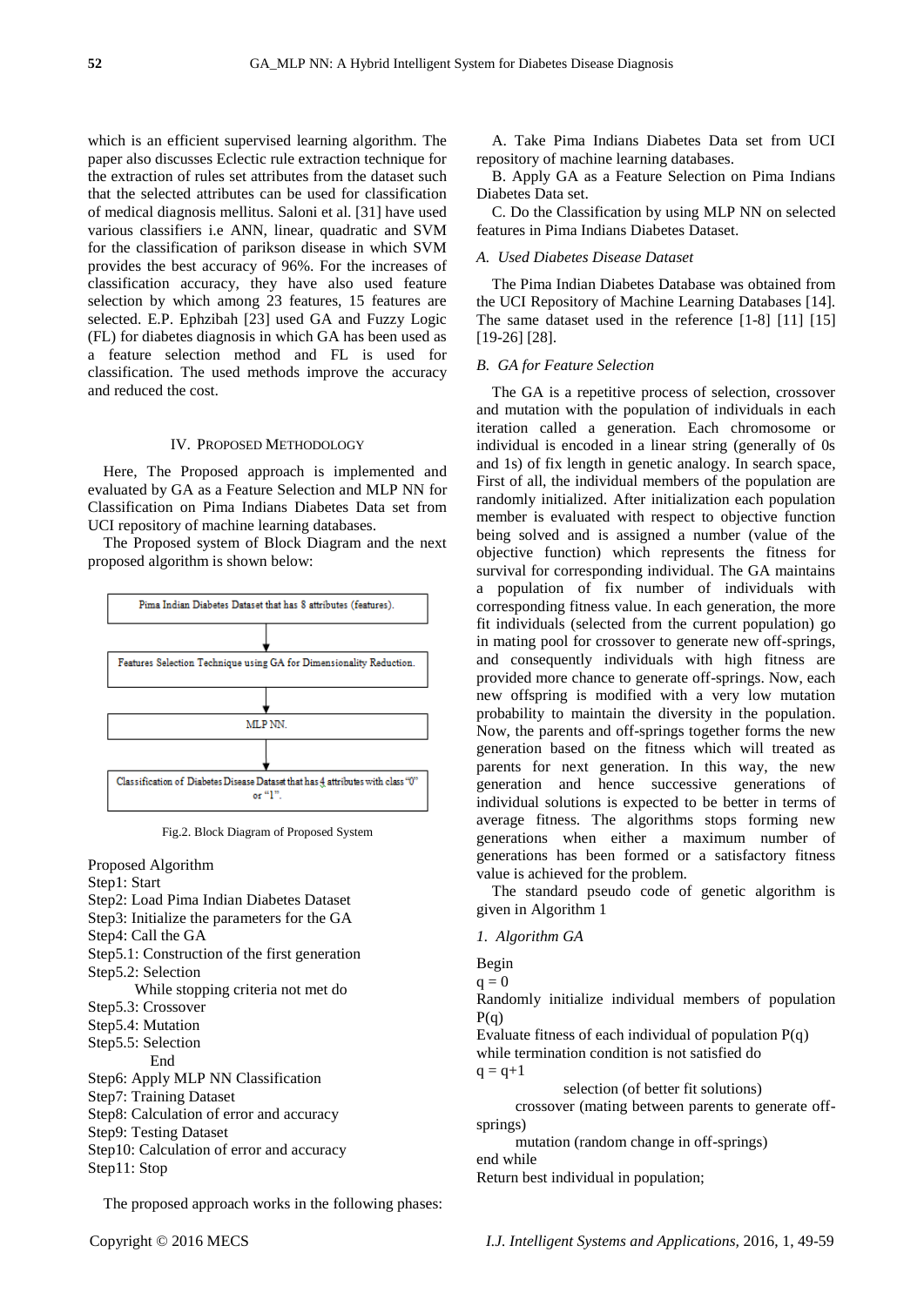which is an efficient supervised learning algorithm. The paper also discusses Eclectic rule extraction technique for the extraction of rules set attributes from the dataset such that the selected attributes can be used for classification of medical diagnosis mellitus. Saloni et al. [31] have used various classifiers i.e ANN, linear, quadratic and SVM for the classification of parikson disease in which SVM provides the best accuracy of 96%. For the increases of classification accuracy, they have also used feature selection by which among 23 features, 15 features are selected. E.P. Ephzibah [23] used GA and Fuzzy Logic (FL) for diabetes diagnosis in which GA has been used as a feature selection method and FL is used for classification. The used methods improve the accuracy and reduced the cost.

## IV. Proposed Methodology

Here, The Proposed approach is implemented and evaluated by GA as a Feature Selection and MLP NN for Classification on Pima Indians Diabetes Data set from UCI repository of machine learning databases.

The Proposed system of Block Diagram and the next proposed algorithm is shown below:

Pima Indian Diabetes Dataset that has 8 attributes (features).

↓

Features Selection Technique using GA for Dimensionality Reduction.

↓

MLP NN.

↓

Classification of Diabetes Disease Dataset that has 4 attributes with class "0" or "1".

Fig.2. Block Diagram of Proposed System

Proposed Algorithm
Step1: Start
Step2: Load Pima Indian Diabetes Dataset
Step3: Initialize the parameters for the GA
Step4: Call the GA
Step5.1: Construction of the first generation
Step5.2: Selection
While stopping criteria not met do
Step5.3: Crossover
Step5.4: Mutation
Step5.5: Selection
End
Step6: Apply MLP NN Classification
Step7: Training Dataset
Step8: Calculation of error and accuracy
Step9: Testing Dataset
Step10: Calculation of error and accuracy
Step11: Stop

The proposed approach works in the following phases:

A. Take Pima Indians Diabetes Data set from UCI repository of machine learning databases.

B. Apply GA as a Feature Selection on Pima Indians Diabetes Data set.

C. Do the Classification by using MLP NN on selected features in Pima Indians Diabetes Dataset.

### *A. Used Diabetes Disease Dataset*

The Pima Indian Diabetes Database was obtained from the UCI Repository of Machine Learning Databases [14]. The same dataset used in the reference [1-8] [11] [15] [19-26] [28].

### *B. GA for Feature Selection*

The GA is a repetitive process of selection, crossover and mutation with the population of individuals in each iteration called a generation. Each chromosome or individual is encoded in a linear string (generally of 0s and 1s) of fix length in genetic analogy. In search space, First of all, the individual members of the population are randomly initialized. After initialization each population member is evaluated with respect to objective function being solved and is assigned a number (value of the objective function) which represents the fitness for survival for corresponding individual. The GA maintains a population of fix number of individuals with corresponding fitness value. In each generation, the more fit individuals (selected from the current population) go in mating pool for crossover to generate new off-springs, and consequently individuals with high fitness are provided more chance to generate off-springs. Now, each new offspring is modified with a very low mutation probability to maintain the diversity in the population. Now, the parents and off-springs together forms the new generation based on the fitness which will treated as parents for next generation. In this way, the new generation and hence successive generations of individual solutions is expected to be better in terms of average fitness. The algorithms stops forming new generations when either a maximum number of generations has been formed or a satisfactory fitness value is achieved for the problem.

The standard pseudo code of genetic algorithm is given in Algorithm 1

#### *1. Algorithm GA*

Begin
q = 0
Randomly initialize individual members of population P(q)
Evaluate fitness of each individual of population P(q)
while termination condition is not satisfied do
q = q+1
selection (of better fit solutions)
crossover (mating between parents to generate off-springs)
mutation (random change in off-springs)
end while
Return best individual in population;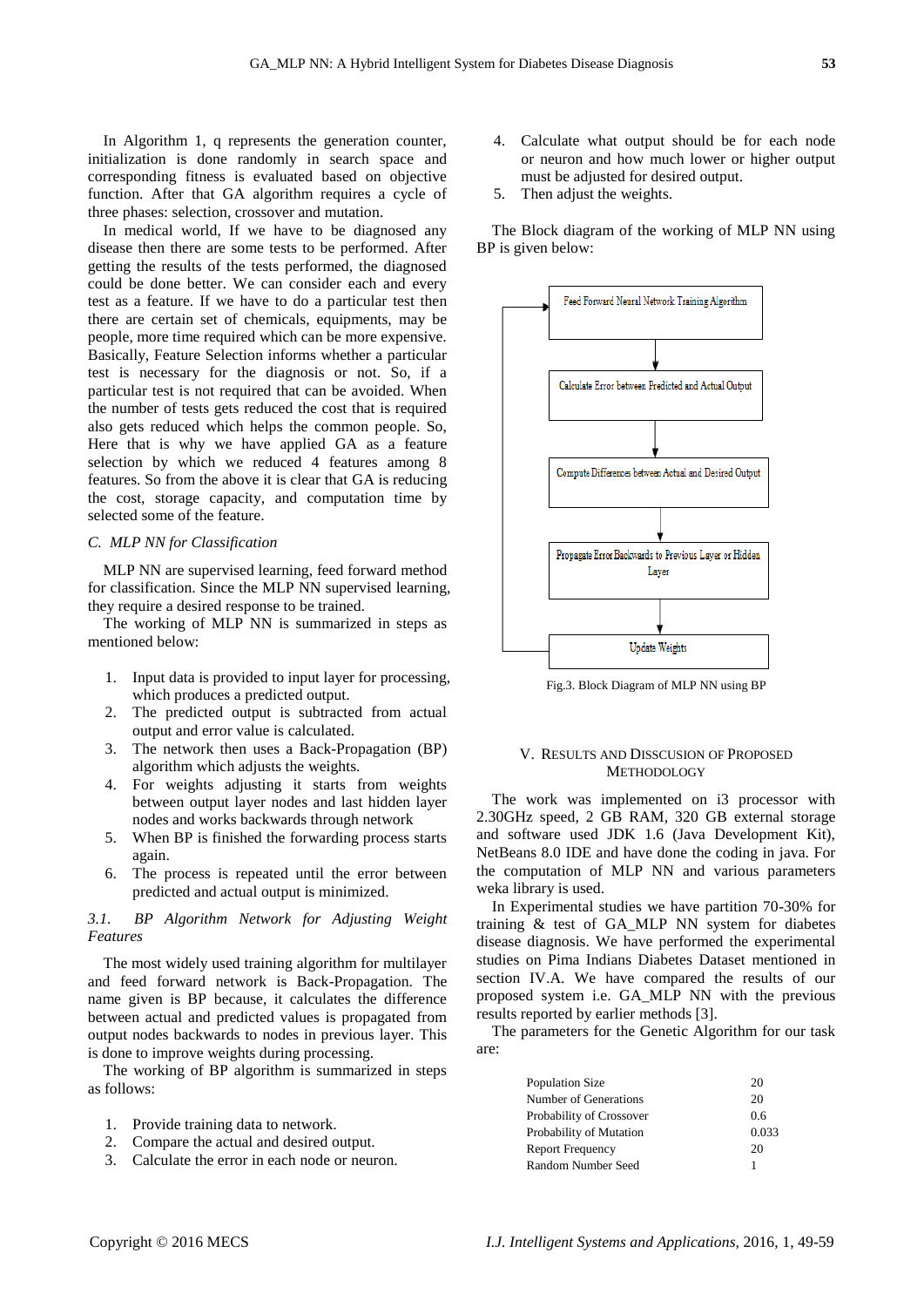In Algorithm 1, q represents the generation counter, initialization is done randomly in search space and corresponding fitness is evaluated based on objective function. After that GA algorithm requires a cycle of three phases: selection, crossover and mutation.

In medical world, If we have to be diagnosed any disease then there are some tests to be performed. After getting the results of the tests performed, the diagnosed could be done better. We can consider each and every test as a feature. If we have to do a particular test then there are certain set of chemicals, equipments, may be people, more time required which can be more expensive. Basically, Feature Selection informs whether a particular test is necessary for the diagnosis or not. So, if a particular test is not required that can be avoided. When the number of tests gets reduced the cost that is required also gets reduced which helps the common people. So, Here that is why we have applied GA as a feature selection by which we reduced 4 features among 8 features. So from the above it is clear that GA is reducing the cost, storage capacity, and computation time by selected some of the feature.

### *C. MLP NN for Classification*

MLP NN are supervised learning, feed forward method for classification. Since the MLP NN supervised learning, they require a desired response to be trained.

The working of MLP NN is summarized in steps as mentioned below:

1. Input data is provided to input layer for processing, which produces a predicted output.
2. The predicted output is subtracted from actual output and error value is calculated.
3. The network then uses a Back-Propagation (BP) algorithm which adjusts the weights.
4. For weights adjusting it starts from weights between output layer nodes and last hidden layer nodes and works backwards through network
5. When BP is finished the forwarding process starts again.
6. The process is repeated until the error between predicted and actual output is minimized.

#### *3.1. BP Algorithm Network for Adjusting Weight Features*

The most widely used training algorithm for multilayer and feed forward network is Back-Propagation. The name given is BP because, it calculates the difference between actual and predicted values is propagated from output nodes backwards to nodes in previous layer. This is done to improve weights during processing.

The working of BP algorithm is summarized in steps as follows:

1. Provide training data to network.
2. Compare the actual and desired output.
3. Calculate the error in each node or neuron.
4. Calculate what output should be for each node or neuron and how much lower or higher output must be adjusted for desired output.
5. Then adjust the weights.

The Block diagram of the working of MLP NN using BP is given below:

Feed Forward Neural Network Training Algorithm → Calculate Error between Predicted and Actual Output → Compute Differences between Actual and Desired Output → Propagate Error Backwards to Previous Layer or Hidden Layer → Update Weights

Fig.3. Block Diagram of MLP NN using BP

## V. Results and Disscusion of Proposed Methodology

The work was implemented on i3 processor with 2.30GHz speed, 2 GB RAM, 320 GB external storage and software used JDK 1.6 (Java Development Kit), NetBeans 8.0 IDE and have done the coding in java. For the computation of MLP NN and various parameters weka library is used.

In Experimental studies we have partition 70-30% for training & test of GA_MLP NN system for diabetes disease diagnosis. We have performed the experimental studies on Pima Indians Diabetes Dataset mentioned in section IV.A. We have compared the results of our proposed system i.e. GA_MLP NN with the previous results reported by earlier methods [3].

The parameters for the Genetic Algorithm for our task are:

| | |
|---|---|
| Population Size | 20 |
| Number of Generations | 20 |
| Probability of Crossover | 0.6 |
| Probability of Mutation | 0.033 |
| Report Frequency | 20 |
| Random Number Seed | 1 |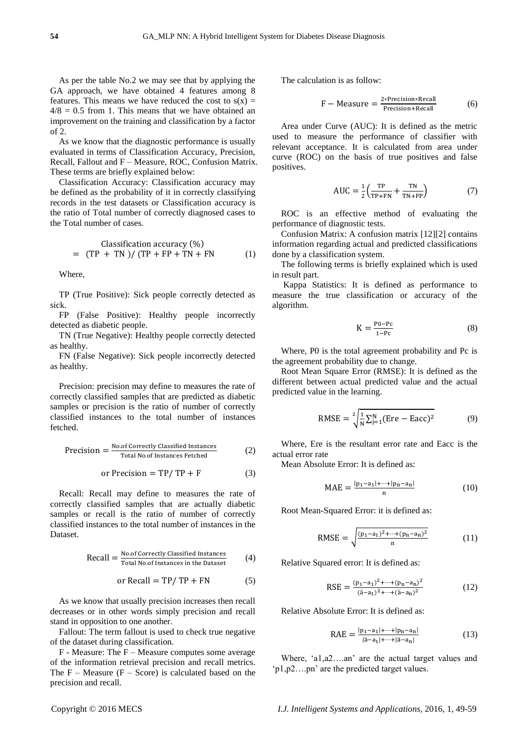As per the table No.2 we may see that by applying the GA approach, we have obtained 4 features among 8 features. This means we have reduced the cost to $s(x) = 4/8 = 0.5$ from 1. This means that we have obtained an improvement on the training and classification by a factor of 2.

As we know that the diagnostic performance is usually evaluated in terms of Classification Accuracy, Precision, Recall, Fallout and F – Measure, ROC, Confusion Matrix. These terms are briefly explained below:

Classification Accuracy: Classification accuracy may be defined as the probability of it in correctly classifying records in the test datasets or Classification accuracy is the ratio of Total number of correctly diagnosed cases to the Total number of cases.

$$\text{Classification accuracy (\%)} = (\text{TP} + \text{TN})/(\text{TP} + \text{FP} + \text{TN} + \text{FN}) \quad (1)$$

Where,

TP (True Positive): Sick people correctly detected as sick.

FP (False Positive): Healthy people incorrectly detected as diabetic people.

TN (True Negative): Healthy people correctly detected as healthy.

FN (False Negative): Sick people incorrectly detected as healthy.

Precision: precision may define to measures the rate of correctly classified samples that are predicted as diabetic samples or precision is the ratio of number of correctly classified instances to the total number of instances fetched.

$$\text{Precision} = \frac{\text{No.of Correctly Classified Instances}}{\text{Total No.of Instances Fetched}} \quad (2)$$

$$\text{or Precision} = \text{TP}/\ \text{TP} + \text{F} \quad (3)$$

Recall: Recall may define to measures the rate of correctly classified samples that are actually diabetic samples or recall is the ratio of number of correctly classified instances to the total number of instances in the Dataset.

$$\text{Recall} = \frac{\text{No.of Correctly Classified Instances}}{\text{Total No.of Instances in the Dataset}} \quad (4)$$

$$\text{or Recall} = \text{TP}/\ \text{TP} + \text{FN} \quad (5)$$

As we know that usually precision increases then recall decreases or in other words simply precision and recall stand in opposition to one another.

Fallout: The term fallout is used to check true negative of the dataset during classification.

F - Measure: The F – Measure computes some average of the information retrieval precision and recall metrics. The F – Measure (F – Score) is calculated based on the precision and recall.

The calculation is as follow:

$$\text{F} - \text{Measure} = \frac{2*\text{Precision}*\text{Recall}}{\text{Precision}+\text{Recall}} \quad (6)$$

Area under Curve (AUC): It is defined as the metric used to measure the performance of classifier with relevant acceptance. It is calculated from area under curve (ROC) on the basis of true positives and false positives.

$$\text{AUC} = \frac{1}{2}\left(\frac{\text{TP}}{\text{TP}+\text{FN}} + \frac{\text{TN}}{\text{TN}+\text{FP}}\right) \quad (7)$$

ROC is an effective method of evaluating the performance of diagnostic tests.

Confusion Matrix: A confusion matrix [12][2] contains information regarding actual and predicted classifications done by a classification system.

The following terms is briefly explained which is used in result part.

Kappa Statistics: It is defined as performance to measure the true classification or accuracy of the algorithm.

$$\text{K} = \frac{\text{P0}-\text{Pc}}{1-\text{Pc}} \quad (8)$$

Where, P0 is the total agreement probability and Pc is the agreement probability due to change.

Root Mean Square Error (RMSE): It is defined as the different between actual predicted value and the actual predicted value in the learning.

$$\text{RMSE} = \sqrt[2]{\frac{1}{\text{N}}\sum_{\text{j}=1}^{\text{N}}(\text{Ere} - \text{Eacc})^2} \quad (9)$$

Where, Ere is the resultant error rate and Eacc is the actual error rate

Mean Absolute Error: It is defined as:

$$\text{MAE} = \frac{|\text{p}_1-\text{a}_1|+\cdots+|\text{p}_\text{n}-\text{a}_\text{n}|}{\text{n}} \quad (10)$$

Root Mean-Squared Error: it is defined as:

$$\text{RMSE} = \sqrt{\frac{(\text{p}_1-\text{a}_1)^2+\cdots+(\text{p}_\text{n}-\text{a}_\text{n})^2}{\text{n}}} \quad (11)$$

Relative Squared error: It is defined as:

$$\text{RSE} = \frac{(\text{p}_1-\text{a}_1)^2+\cdots+(\text{p}_\text{n}-\text{a}_\text{n})^2}{(\bar{\text{a}}-\text{a}_1)^2+\cdots+(\bar{\text{a}}-\text{a}_\text{n})^2} \quad (12)$$

Relative Absolute Error: It is defined as:

$$\text{RAE} = \frac{|\text{p}_1-\text{a}_1|+\cdots+|\text{p}_\text{n}-\text{a}_\text{n}|}{|\bar{\text{a}}-\text{a}_1|+\cdots+|\bar{\text{a}}-\text{a}_\text{n}|} \quad (13)$$

Where, 'a1,a2….an' are the actual target values and 'p1,p2….pn' are the predicted target values.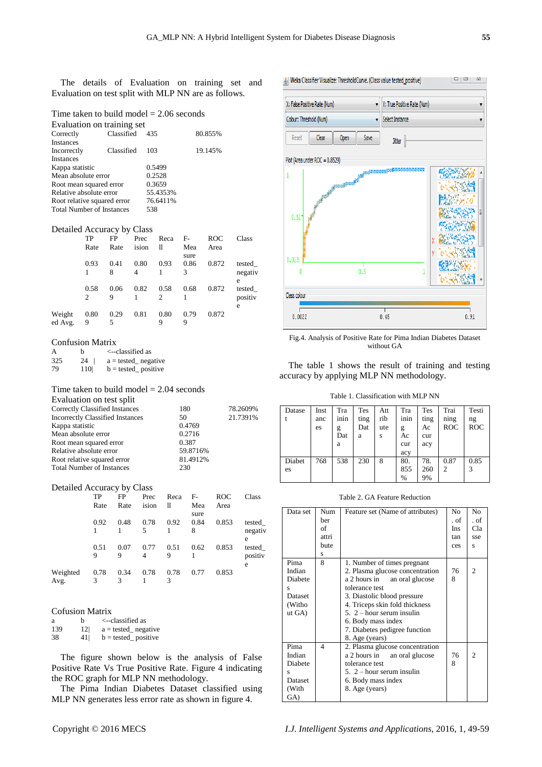The details of Evaluation on training set and Evaluation on test split with MLP NN are as follows.

Time taken to build model = 2.06 seconds

Evaluation on training set

| | | |
|---|---|---|
| Correctly Classified Instances | 435 | 80.855% |
| Incorrectly Classified Instances | 103 | 19.145% |
| Kappa statistic | 0.5499 | |
| Mean absolute error | 0.2528 | |
| Root mean squared error | 0.3659 | |
| Relative absolute error | 55.4353% | |
| Root relative squared error | 76.6411% | |
| Total Number of Instances | 538 | |

Detailed Accuracy by Class

| | TP Rate | FP Rate | Precision | Recall | F-Measure | ROC Area | Class |
|---|---|---|---|---|---|---|---|
| | 0.931 | 0.418 | 0.804 | 0.931 | 0.863 | 0.872 | tested_negative |
| | 0.582 | 0.069 | 0.821 | 0.582 | 0.681 | 0.872 | tested_positive |
| Weighted Avg. | 0.809 | 0.295 | 0.81 | 0.809 | 0.799 | 0.872 | |

Confusion Matrix

```
A      b      <--classified as
325    24 |   a = tested_ negative
79     110|   b = tested_ positive
```

Time taken to build model = 2.04 seconds

Evaluation on test split

| | | |
|---|---|---|
| Correctly Classified Instances | 180 | 78.2609% |
| Incorrectly Classified Instances | 50 | 21.7391% |
| Kappa statistic | 0.4769 | |
| Mean absolute error | 0.2716 | |
| Root mean squared error | 0.387 | |
| Relative absolute error | 59.8716% | |
| Root relative squared error | 81.4912% | |
| Total Number of Instances | 230 | |

Detailed Accuracy by Class

| | TP Rate | FP Rate | Precision | Recall | F-Measure | ROC Area | Class |
|---|---|---|---|---|---|---|---|
| | 0.921 | 0.481 | 0.785 | 0.921 | 0.848 | 0.853 | tested_negative |
| | 0.519 | 0.079 | 0.774 | 0.519 | 0.621 | 0.853 | tested_positive |
| Weighted Avg. | 0.783 | 0.343 | 0.781 | 0.783 | 0.77 | 0.853 | |

Cofusion Matrix

```
a      b      <--classified as
139    12|    a = tested_ negative
38     41|    b = tested_ positive
```

The figure shown below is the analysis of False Positive Rate Vs True Positive Rate. Figure 4 indicating the ROC graph for MLP NN methodology.

The Pima Indian Diabetes Dataset classified using MLP NN generates less error rate as shown in figure 4.

Fig.4. Analysis of Positive Rate for Pima Indian Diabetes Dataset without GA

The table 1 shows the result of training and testing accuracy by applying MLP NN methodology.

Table 1. Classification with MLP NN

| Dataset | Instances | Training Data | Testing Data | Attributes | Training Accuracy | Testing Accuracy | Training ROC | Testing ROC |
|---|---|---|---|---|---|---|---|---|
| Diabetes | 768 | 538 | 230 | 8 | 80.855% | 78.2609% | 0.872 | 0.853 |

Table 2. GA Feature Reduction

| Data set | Number of attribute s | Feature set (Name of attributes) | No. of Instances | No. of Classes |
|---|---|---|---|---|
| Pima Indian Diabetes Dataset (Without GA) | 8 | 1. Number of times pregnant<br>2. Plasma glucose concentration a 2 hours in an oral glucose tolerance test<br>3. Diastolic blood pressure<br>4. Triceps skin fold thickness<br>5. 2 – hour serum insulin<br>6. Body mass index<br>7. Diabetes pedigree function<br>8. Age (years) | 768 | 2 |
| Pima Indian Diabetes Dataset (With GA) | 4 | 2. Plasma glucose concentration a 2 hours in an oral glucose tolerance test<br>5. 2 – hour serum insulin<br>6. Body mass index<br>8. Age (years) | 768 | 2 |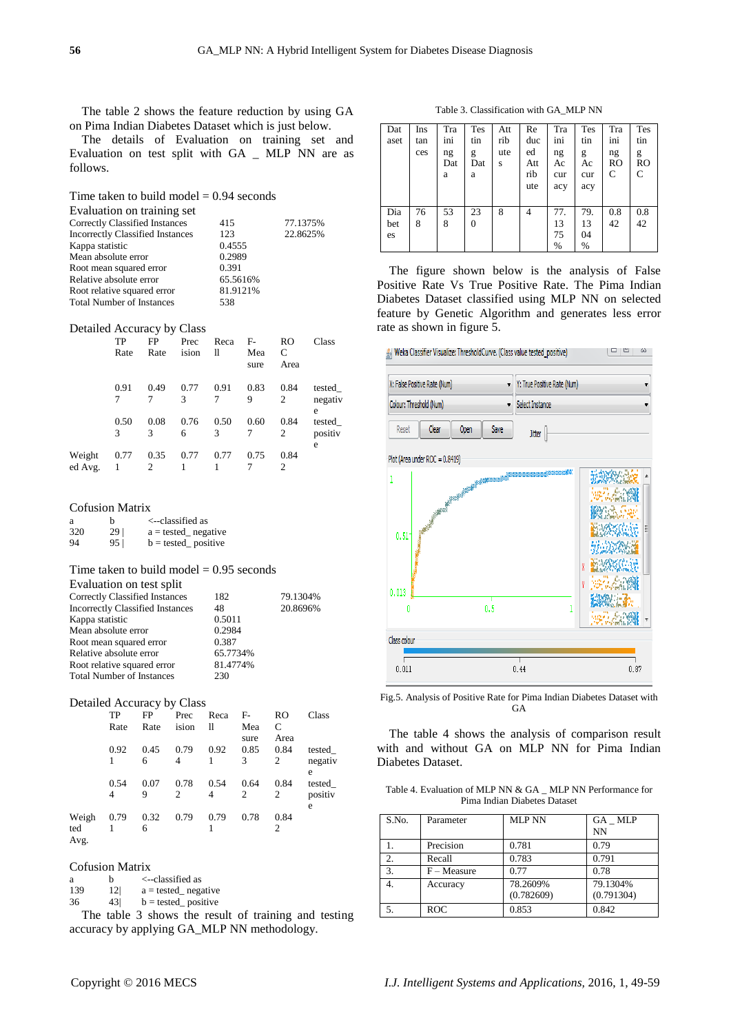The table 2 shows the feature reduction by using GA on Pima Indian Diabetes Dataset which is just below.

The details of Evaluation on training set and Evaluation on test split with GA _ MLP NN are as follows.

Time taken to build model = 0.94 seconds

Evaluation on training set

| | | |
|---|---|---|
| Correctly Classified Instances | 415 | 77.1375% |
| Incorrectly Classified Instances | 123 | 22.8625% |
| Kappa statistic | 0.4555 | |
| Mean absolute error | 0.2989 | |
| Root mean squared error | 0.391 | |
| Relative absolute error | 65.5616% | |
| Root relative squared error | 81.9121% | |
| Total Number of Instances | 538 | |

Detailed Accuracy by Class

| | TP Rate | FP Rate | Precision | Recall | F-Measure | ROC Area | Class |
|---|---|---|---|---|---|---|---|
| | 0.917 | 0.497 | 0.773 | 0.917 | 0.839 | 0.842 | tested_negative |
| | 0.503 | 0.083 | 0.766 | 0.503 | 0.607 | 0.842 | tested_positive |
| Weighted Avg. | 0.771 | 0.352 | 0.771 | 0.771 | 0.757 | 0.842 | |

Cofusion Matrix

```
a      b      <--classified as
320    29 |   a = tested_ negative
94     95 |   b = tested_ positive
```

Time taken to build model = 0.95 seconds

Evaluation on test split

| | | |
|---|---|---|
| Correctly Classified Instances | 182 | 79.1304% |
| Incorrectly Classified Instances | 48 | 20.8696% |
| Kappa statistic | 0.5011 | |
| Mean absolute error | 0.2984 | |
| Root mean squared error | 0.387 | |
| Relative absolute error | 65.7734% | |
| Root relative squared error | 81.4774% | |
| Total Number of Instances | 230 | |

Detailed Accuracy by Class

| | TP Rate | FP Rate | Precision | Recall | F-Measure | ROC Area | Class |
|---|---|---|---|---|---|---|---|
| | 0.921 | 0.456 | 0.794 | 0.921 | 0.853 | 0.842 | tested_negative |
| | 0.544 | 0.079 | 0.782 | 0.544 | 0.642 | 0.842 | tested_positive |
| Weighted Avg. | 0.791 | 0.326 | 0.79 | 0.791 | 0.78 | 0.842 | |

Cofusion Matrix

```
a      b      <--classified as
139    12|    a = tested_ negative
36     43|    b = tested_ positive
```

The table 3 shows the result of training and testing accuracy by applying GA_MLP NN methodology.

Table 3. Classification with GA_MLP NN

| Dataset | Instances | Training Data | Testing Data | Attributes | Reduced Attribute | Training Accuracy | Testing Accuracy | Training ROC | Testing ROC |
|---|---|---|---|---|---|---|---|---|---|
| Diabetes | 768 | 538 | 230 | 8 | 4 | 77.1375% | 79.1304% | 0.842 | 0.842 |

The figure shown below is the analysis of False Positive Rate Vs True Positive Rate. The Pima Indian Diabetes Dataset classified using MLP NN on selected feature by Genetic Algorithm and generates less error rate as shown in figure 5.

Fig.5. Analysis of Positive Rate for Pima Indian Diabetes Dataset with GA

The table 4 shows the analysis of comparison result with and without GA on MLP NN for Pima Indian Diabetes Dataset.

Table 4. Evaluation of MLP NN & GA _ MLP NN Performance for Pima Indian Diabetes Dataset

| S.No. | Parameter | MLP NN | GA _ MLP NN |
|---|---|---|---|
| 1. | Precision | 0.781 | 0.79 |
| 2. | Recall | 0.783 | 0.791 |
| 3. | F – Measure | 0.77 | 0.78 |
| 4. | Accuracy | 78.2609% (0.782609) | 79.1304% (0.791304) |
| 5. | ROC | 0.853 | 0.842 |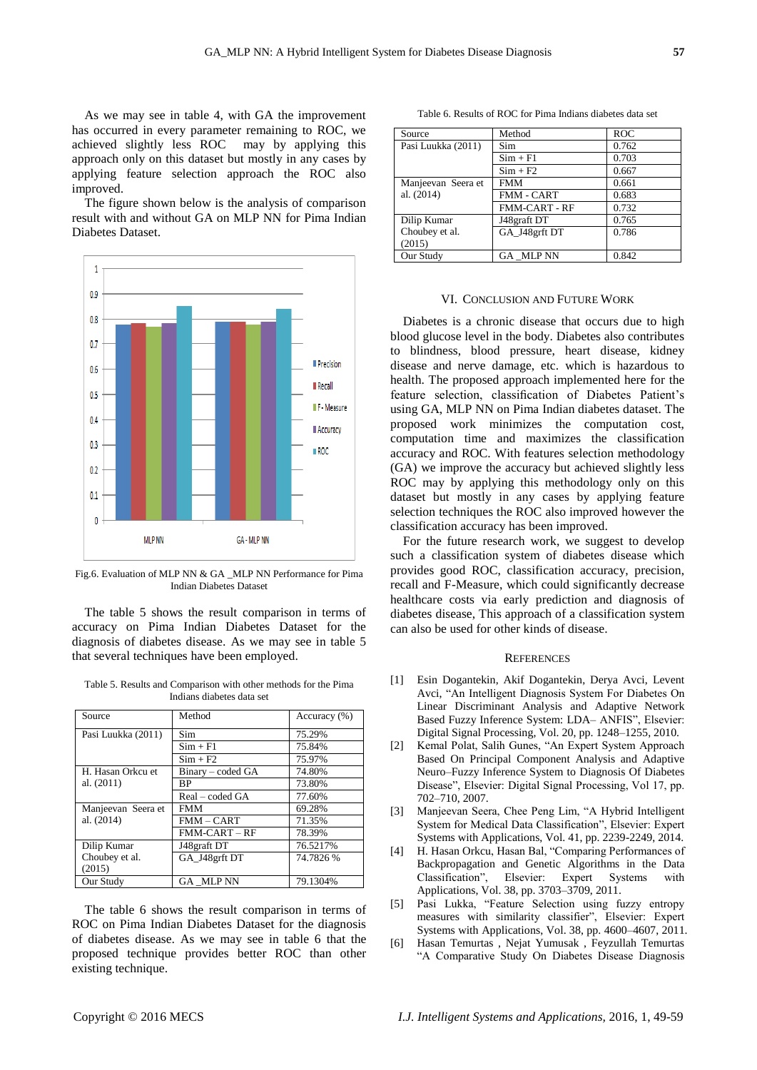As we may see in table 4, with GA the improvement has occurred in every parameter remaining to ROC, we achieved slightly less ROC may by applying this approach only on this dataset but mostly in any cases by applying feature selection approach the ROC also improved.

The figure shown below is the analysis of comparison result with and without GA on MLP NN for Pima Indian Diabetes Dataset.

Fig.6. Evaluation of MLP NN & GA _MLP NN Performance for Pima Indian Diabetes Dataset

The table 5 shows the result comparison in terms of accuracy on Pima Indian Diabetes Dataset for the diagnosis of diabetes disease. As we may see in table 5 that several techniques have been employed.

Table 5. Results and Comparison with other methods for the Pima Indians diabetes data set

| Source | Method | Accuracy (%) |
|---|---|---|
| Pasi Luukka (2011) | Sim | 75.29% |
| | Sim + F1 | 75.84% |
| | Sim + F2 | 75.97% |
| H. Hasan Orkcu et al. (2011) | Binary – coded GA | 74.80% |
| | BP | 73.80% |
| | Real – coded GA | 77.60% |
| Manjeevan Seera et al. (2014) | FMM | 69.28% |
| | FMM – CART | 71.35% |
| | FMM-CART – RF | 78.39% |
| Dilip Kumar Choubey et al. (2015) | J48graft DT | 76.5217% |
| | GA_J48grft DT | 74.7826 % |
| Our Study | GA _MLP NN | 79.1304% |

The table 6 shows the result comparison in terms of ROC on Pima Indian Diabetes Dataset for the diagnosis of diabetes disease. As we may see in table 6 that the proposed technique provides better ROC than other existing technique.

Table 6. Results of ROC for Pima Indians diabetes data set

| Source | Method | ROC |
|---|---|---|
| Pasi Luukka (2011) | Sim | 0.762 |
| | Sim + F1 | 0.703 |
| | Sim + F2 | 0.667 |
| Manjeevan Seera et al. (2014) | FMM | 0.661 |
| | FMM - CART | 0.683 |
| | FMM-CART - RF | 0.732 |
| Dilip Kumar Choubey et al. (2015) | J48graft DT | 0.765 |
| | GA_J48grft DT | 0.786 |
| Our Study | GA _MLP NN | 0.842 |

## VI. Conclusion and Future Work

Diabetes is a chronic disease that occurs due to high blood glucose level in the body. Diabetes also contributes to blindness, blood pressure, heart disease, kidney disease and nerve damage, etc. which is hazardous to health. The proposed approach implemented here for the feature selection, classification of Diabetes Patient's using GA, MLP NN on Pima Indian diabetes dataset. The proposed work minimizes the computation cost, computation time and maximizes the classification accuracy and ROC. With features selection methodology (GA) we improve the accuracy but achieved slightly less ROC may by applying this methodology only on this dataset but mostly in any cases by applying feature selection techniques the ROC also improved however the classification accuracy has been improved.

For the future research work, we suggest to develop such a classification system of diabetes disease which provides good ROC, classification accuracy, precision, recall and F-Measure, which could significantly decrease healthcare costs via early prediction and diagnosis of diabetes disease, This approach of a classification system can also be used for other kinds of disease.

## References

[1] Esin Dogantekin, Akif Dogantekin, Derya Avci, Levent Avci, "An Intelligent Diagnosis System For Diabetes On Linear Discriminant Analysis and Adaptive Network Based Fuzzy Inference System: LDA– ANFIS", Elsevier: Digital Signal Processing, Vol. 20, pp. 1248–1255, 2010.

[2] Kemal Polat, Salih Gunes, "An Expert System Approach Based On Principal Component Analysis and Adaptive Neuro–Fuzzy Inference System to Diagnosis Of Diabetes Disease", Elsevier: Digital Signal Processing, Vol 17, pp. 702–710, 2007.

[3] Manjeevan Seera, Chee Peng Lim, "A Hybrid Intelligent System for Medical Data Classification", Elsevier: Expert Systems with Applications, Vol. 41, pp. 2239-2249, 2014.

[4] H. Hasan Orkcu, Hasan Bal, "Comparing Performances of Backpropagation and Genetic Algorithms in the Data Classification", Elsevier: Expert Systems with Applications, Vol. 38, pp. 3703–3709, 2011.

[5] Pasi Lukka, "Feature Selection using fuzzy entropy measures with similarity classifier", Elsevier: Expert Systems with Applications, Vol. 38, pp. 4600–4607, 2011.

[6] Hasan Temurtas , Nejat Yumusak , Feyzullah Temurtas "A Comparative Study On Diabetes Disease Diagnosis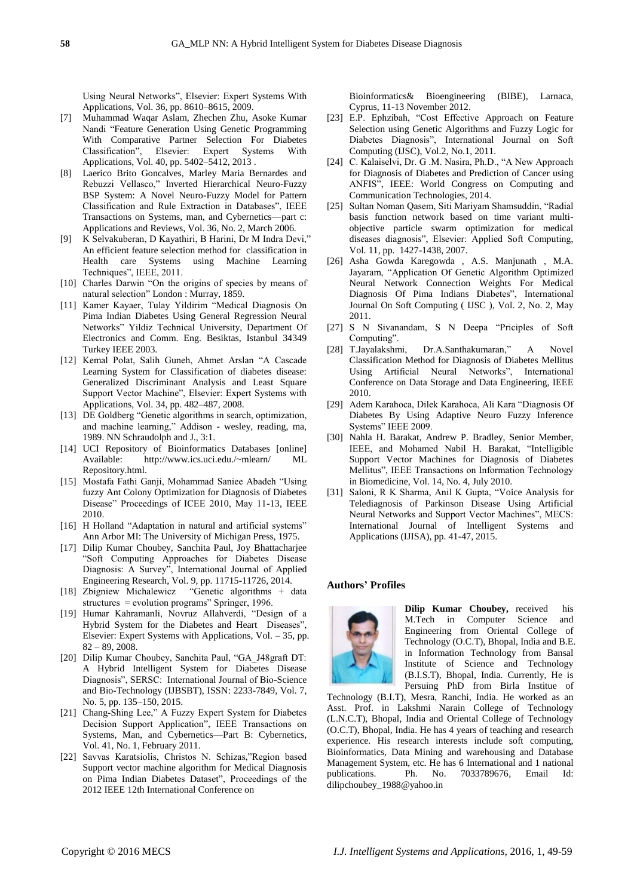Using Neural Networks", Elsevier: Expert Systems With Applications, Vol. 36, pp. 8610–8615, 2009.

[7] Muhammad Waqar Aslam, Zhechen Zhu, Asoke Kumar Nandi "Feature Generation Using Genetic Programming With Comparative Partner Selection For Diabetes Classification", Elsevier: Expert Systems With Applications, Vol. 40, pp. 5402–5412, 2013 .

[8] Laerico Brito Goncalves, Marley Maria Bernardes and Rebuzzi Vellasco," Inverted Hierarchical Neuro-Fuzzy BSP System: A Novel Neuro-Fuzzy Model for Pattern Classification and Rule Extraction in Databases", IEEE Transactions on Systems, man, and Cybernetics—part c: Applications and Reviews, Vol. 36, No. 2, March 2006.

[9] K Selvakuberan, D Kayathiri, B Harini, Dr M Indra Devi," An efficient feature selection method for classification in Health care Systems using Machine Learning Techniques", IEEE, 2011.

[10] Charles Darwin "On the origins of species by means of natural selection" London : Murray, 1859.

[11] Kamer Kayaer, Tulay Yildirim "Medical Diagnosis On Pima Indian Diabetes Using General Regression Neural Networks" Yildiz Technical University, Department Of Electronics and Comm. Eng. Besiktas, Istanbul 34349 Turkey IEEE 2003.

[12] Kemal Polat, Salih Guneh, Ahmet Arslan "A Cascade Learning System for Classification of diabetes disease: Generalized Discriminant Analysis and Least Square Support Vector Machine", Elsevier: Expert Systems with Applications, Vol. 34, pp. 482–487, 2008.

[13] DE Goldberg "Genetic algorithms in search, optimization, and machine learning," Addison - wesley, reading, ma, 1989. NN Schraudolph and J., 3:1.

[14] UCI Repository of Bioinformatics Databases [online] Available: http://www.ics.uci.edu./~mlearn/ ML Repository.html.

[15] Mostafa Fathi Ganji, Mohammad Saniee Abadeh "Using fuzzy Ant Colony Optimization for Diagnosis of Diabetes Disease" Proceedings of ICEE 2010, May 11-13, IEEE 2010.

[16] H Holland "Adaptation in natural and artificial systems" Ann Arbor MI: The University of Michigan Press, 1975.

[17] Dilip Kumar Choubey, Sanchita Paul, Joy Bhattacharjee "Soft Computing Approaches for Diabetes Disease Diagnosis: A Survey", International Journal of Applied Engineering Research, Vol. 9, pp. 11715-11726, 2014.

[18] Zbigniew Michalewicz "Genetic algorithms + data structures = evolution programs" Springer, 1996.

[19] Humar Kahramanli, Novruz Allahverdi, "Design of a Hybrid System for the Diabetes and Heart Diseases", Elsevier: Expert Systems with Applications, Vol. – 35, pp. 82 – 89, 2008.

[20] Dilip Kumar Choubey, Sanchita Paul, "GA_J48graft DT: A Hybrid Intelligent System for Diabetes Disease Diagnosis", SERSC: International Journal of Bio-Science and Bio-Technology (IJBSBT), ISSN: 2233-7849, Vol. 7, No. 5, pp. 135–150, 2015.

[21] Chang-Shing Lee," A Fuzzy Expert System for Diabetes Decision Support Application", IEEE Transactions on Systems, Man, and Cybernetics—Part B: Cybernetics, Vol. 41, No. 1, February 2011.

[22] Savvas Karatsiolis, Christos N. Schizas,"Region based Support vector machine algorithm for Medical Diagnosis on Pima Indian Diabetes Dataset", Proceedings of the 2012 IEEE 12th International Conference on Bioinformatics& Bioengineering (BIBE), Larnaca, Cyprus, 11-13 November 2012.

[23] E.P. Ephzibah, "Cost Effective Approach on Feature Selection using Genetic Algorithms and Fuzzy Logic for Diabetes Diagnosis", International Journal on Soft Computing (IJSC), Vol.2, No.1, 2011.

[24] C. Kalaiselvi, Dr. G .M. Nasira, Ph.D., "A New Approach for Diagnosis of Diabetes and Prediction of Cancer using ANFIS", IEEE: World Congress on Computing and Communication Technologies, 2014.

[25] Sultan Noman Qasem, Siti Mariyam Shamsuddin, "Radial basis function network based on time variant multi-objective particle swarm optimization for medical diseases diagnosis", Elsevier: Applied Soft Computing, Vol. 11, pp. 1427-1438, 2007.

[26] Asha Gowda Karegowda , A.S. Manjunath , M.A. Jayaram, "Application Of Genetic Algorithm Optimized Neural Network Connection Weights For Medical Diagnosis Of Pima Indians Diabetes", International Journal On Soft Computing ( IJSC ), Vol. 2, No. 2, May 2011.

[27] S N Sivanandam, S N Deepa "Priciples of Soft Computing".

[28] T.Jayalakshmi, Dr.A.Santhakumaran," A Novel Classification Method for Diagnosis of Diabetes Mellitus Using Artificial Neural Networks", International Conference on Data Storage and Data Engineering, IEEE 2010.

[29] Adem Karahoca, Dilek Karahoca, Ali Kara "Diagnosis Of Diabetes By Using Adaptive Neuro Fuzzy Inference Systems" IEEE 2009.

[30] Nahla H. Barakat, Andrew P. Bradley, Senior Member, IEEE, and Mohamed Nabil H. Barakat, "Intelligible Support Vector Machines for Diagnosis of Diabetes Mellitus", IEEE Transactions on Information Technology in Biomedicine, Vol. 14, No. 4, July 2010.

[31] Saloni, R K Sharma, Anil K Gupta, "Voice Analysis for Telediagnosis of Parkinson Disease Using Artificial Neural Networks and Support Vector Machines", MECS: International Journal of Intelligent Systems and Applications (IJISA), pp. 41-47, 2015.

## Authors' Profiles

**Dilip Kumar Choubey,** received his M.Tech in Computer Science and Engineering from Oriental College of Technology (O.C.T), Bhopal, India and B.E. in Information Technology from Bansal Institute of Science and Technology (B.I.S.T), Bhopal, India. Currently, He is Persuing PhD from Birla Institue of Technology (B.I.T), Mesra, Ranchi, India. He worked as an Asst. Prof. in Lakshmi Narain College of Technology (L.N.C.T), Bhopal, India and Oriental College of Technology (O.C.T), Bhopal, India. He has 4 years of teaching and research experience. His research interests include soft computing, Bioinformatics, Data Mining and warehousing and Database Management System, etc. He has 6 International and 1 national publications. Ph. No. 7033789676, Email Id: dilipchoubey_1988@yahoo.in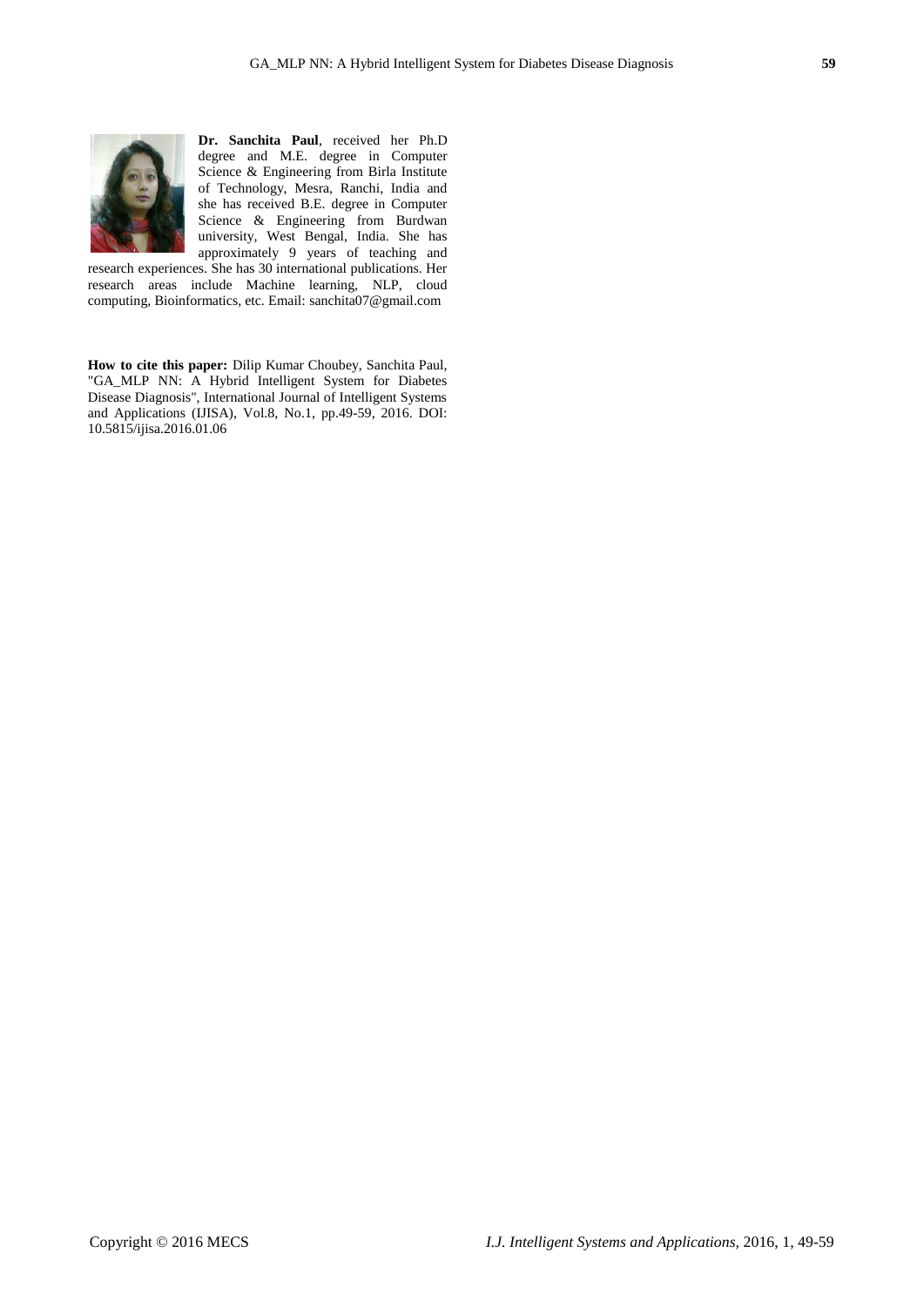**Dr. Sanchita Paul**, received her Ph.D degree and M.E. degree in Computer Science & Engineering from Birla Institute of Technology, Mesra, Ranchi, India and she has received B.E. degree in Computer Science & Engineering from Burdwan university, West Bengal, India. She has approximately 9 years of teaching and research experiences. She has 30 international publications. Her research areas include Machine learning, NLP, cloud computing, Bioinformatics, etc. Email: sanchita07@gmail.com

**How to cite this paper:** Dilip Kumar Choubey, Sanchita Paul, "GA_MLP NN: A Hybrid Intelligent System for Diabetes Disease Diagnosis", International Journal of Intelligent Systems and Applications (IJISA), Vol.8, No.1, pp.49-59, 2016. DOI: 10.5815/ijisa.2016.01.06